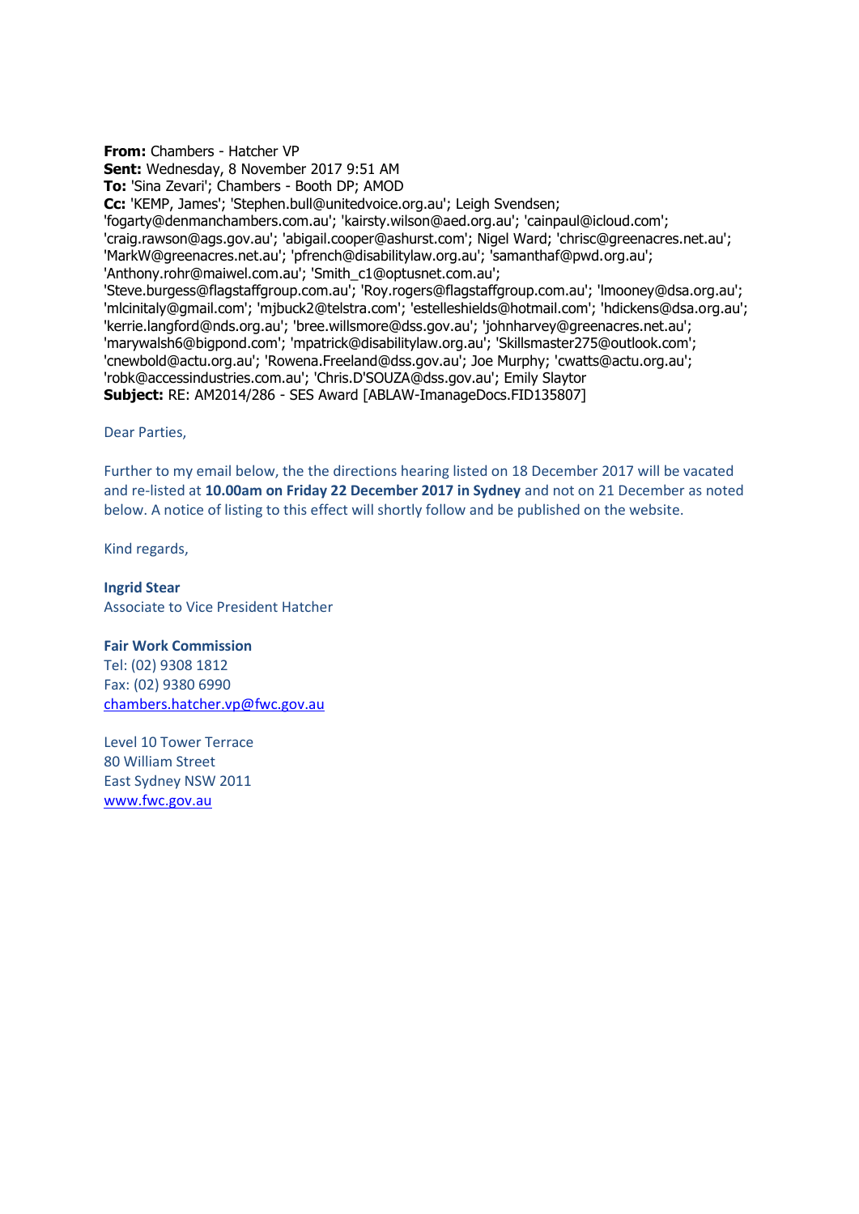**From:** Chambers - Hatcher VP
**Sent:** Wednesday, 8 November 2017 9:51 AM
**To:** 'Sina Zevari'; Chambers - Booth DP; AMOD
**Cc:** 'KEMP, James'; 'Stephen.bull@unitedvoice.org.au'; Leigh Svendsen; 'fogarty@denmanchambers.com.au'; 'kairsty.wilson@aed.org.au'; 'cainpaul@icloud.com'; 'craig.rawson@ags.gov.au'; 'abigail.cooper@ashurst.com'; Nigel Ward; 'chrisc@greenacres.net.au'; 'MarkW@greenacres.net.au'; 'pfrench@disabilitylaw.org.au'; 'samanthaf@pwd.org.au'; 'Anthony.rohr@maiwel.com.au'; 'Smith_c1@optusnet.com.au'; 'Steve.burgess@flagstaffgroup.com.au'; 'Roy.rogers@flagstaffgroup.com.au'; 'lmooney@dsa.org.au'; 'mlcinitaly@gmail.com'; 'mjbuck2@telstra.com'; 'estelleshields@hotmail.com'; 'hdickens@dsa.org.au'; 'kerrie.langford@nds.org.au'; 'bree.willsmore@dss.gov.au'; 'johnharvey@greenacres.net.au'; 'marywalsh6@bigpond.com'; 'mpatrick@disabilitylaw.org.au'; 'Skillsmaster275@outlook.com'; 'cnewbold@actu.org.au'; 'Rowena.Freeland@dss.gov.au'; Joe Murphy; 'cwatts@actu.org.au'; 'robk@accessindustries.com.au'; 'Chris.D'SOUZA@dss.gov.au'; Emily Slaytor
**Subject:** RE: AM2014/286 - SES Award [ABLAW-ImanageDocs.FID135807]

Dear Parties,

Further to my email below, the the directions hearing listed on 18 December 2017 will be vacated and re-listed at **10.00am on Friday 22 December 2017 in Sydney** and not on 21 December as noted below. A notice of listing to this effect will shortly follow and be published on the website.

Kind regards,

**Ingrid Stear**
Associate to Vice President Hatcher

**Fair Work Commission**
Tel: (02) 9308 1812
Fax: (02) 9380 6990
chambers.hatcher.vp@fwc.gov.au

Level 10 Tower Terrace
80 William Street
East Sydney NSW 2011
www.fwc.gov.au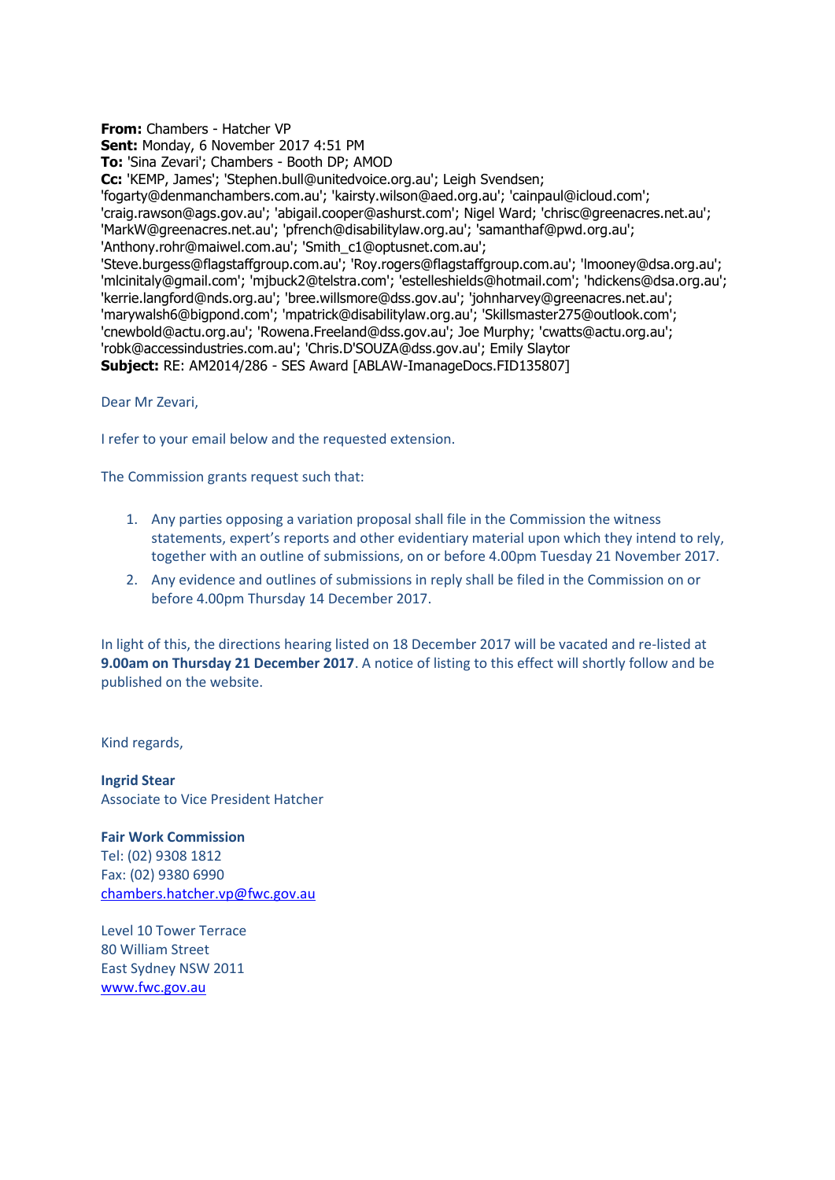**From:** Chambers - Hatcher VP
**Sent:** Monday, 6 November 2017 4:51 PM
**To:** 'Sina Zevari'; Chambers - Booth DP; AMOD
**Cc:** 'KEMP, James'; 'Stephen.bull@unitedvoice.org.au'; Leigh Svendsen; 'fogarty@denmanchambers.com.au'; 'kairsty.wilson@aed.org.au'; 'cainpaul@icloud.com'; 'craig.rawson@ags.gov.au'; 'abigail.cooper@ashurst.com'; Nigel Ward; 'chrisc@greenacres.net.au'; 'MarkW@greenacres.net.au'; 'pfrench@disabilitylaw.org.au'; 'samanthaf@pwd.org.au'; 'Anthony.rohr@maiwel.com.au'; 'Smith_c1@optusnet.com.au'; 'Steve.burgess@flagstaffgroup.com.au'; 'Roy.rogers@flagstaffgroup.com.au'; 'lmooney@dsa.org.au'; 'mlcinitaly@gmail.com'; 'mjbuck2@telstra.com'; 'estelleshields@hotmail.com'; 'hdickens@dsa.org.au'; 'kerrie.langford@nds.org.au'; 'bree.willsmore@dss.gov.au'; 'johnharvey@greenacres.net.au'; 'marywalsh6@bigpond.com'; 'mpatrick@disabilitylaw.org.au'; 'Skillsmaster275@outlook.com'; 'cnewbold@actu.org.au'; 'Rowena.Freeland@dss.gov.au'; Joe Murphy; 'cwatts@actu.org.au'; 'robk@accessindustries.com.au'; 'Chris.D'SOUZA@dss.gov.au'; Emily Slaytor
**Subject:** RE: AM2014/286 - SES Award [ABLAW-ImanageDocs.FID135807]

Dear Mr Zevari,

I refer to your email below and the requested extension.

The Commission grants request such that:

1. Any parties opposing a variation proposal shall file in the Commission the witness statements, expert's reports and other evidentiary material upon which they intend to rely, together with an outline of submissions, on or before 4.00pm Tuesday 21 November 2017.
2. Any evidence and outlines of submissions in reply shall be filed in the Commission on or before 4.00pm Thursday 14 December 2017.

In light of this, the directions hearing listed on 18 December 2017 will be vacated and re-listed at **9.00am on Thursday 21 December 2017**. A notice of listing to this effect will shortly follow and be published on the website.

Kind regards,

**Ingrid Stear**
Associate to Vice President Hatcher

**Fair Work Commission**
Tel: (02) 9308 1812
Fax: (02) 9380 6990
chambers.hatcher.vp@fwc.gov.au

Level 10 Tower Terrace
80 William Street
East Sydney NSW 2011
www.fwc.gov.au